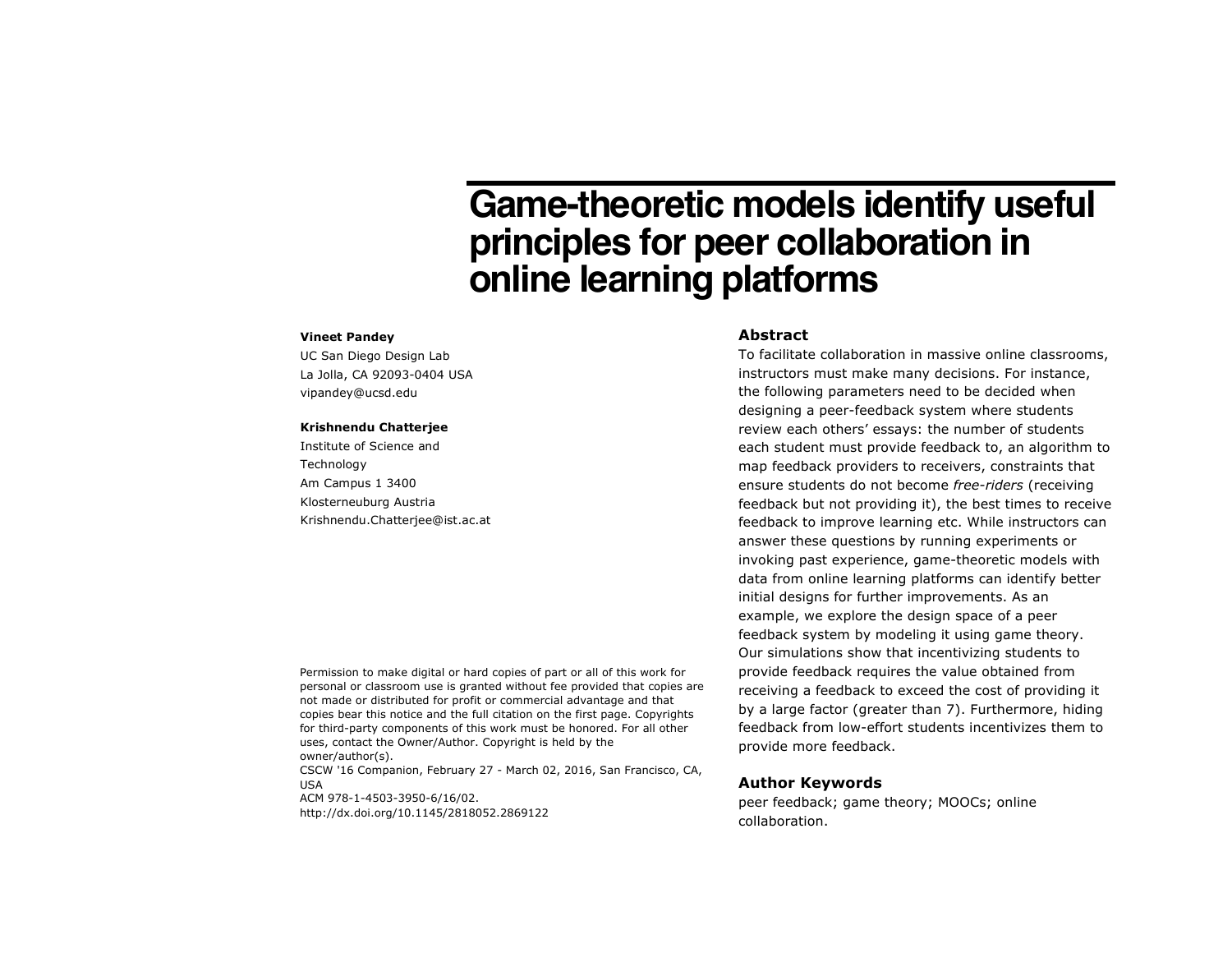# Game-theoretic models identify useful principles for peer collaboration in online learning platforms

**Vineet Pandey**
UC San Diego Design Lab
La Jolla, CA 92093-0404 USA
vipandey@ucsd.edu

**Krishnendu Chatterjee**
Institute of Science and Technology
Am Campus 1 3400
Klosterneuburg Austria
Krishnendu.Chatterjee@ist.ac.at

Permission to make digital or hard copies of part or all of this work for personal or classroom use is granted without fee provided that copies are not made or distributed for profit or commercial advantage and that copies bear this notice and the full citation on the first page. Copyrights for third-party components of this work must be honored. For all other uses, contact the Owner/Author. Copyright is held by the owner/author(s).
CSCW '16 Companion, February 27 - March 02, 2016, San Francisco, CA, USA
ACM 978-1-4503-3950-6/16/02.
http://dx.doi.org/10.1145/2818052.2869122

## Abstract

To facilitate collaboration in massive online classrooms, instructors must make many decisions. For instance, the following parameters need to be decided when designing a peer-feedback system where students review each others' essays: the number of students each student must provide feedback to, an algorithm to map feedback providers to receivers, constraints that ensure students do not become *free-riders* (receiving feedback but not providing it), the best times to receive feedback to improve learning etc. While instructors can answer these questions by running experiments or invoking past experience, game-theoretic models with data from online learning platforms can identify better initial designs for further improvements. As an example, we explore the design space of a peer feedback system by modeling it using game theory. Our simulations show that incentivizing students to provide feedback requires the value obtained from receiving a feedback to exceed the cost of providing it by a large factor (greater than 7). Furthermore, hiding feedback from low-effort students incentivizes them to provide more feedback.

## Author Keywords

peer feedback; game theory; MOOCs; online collaboration.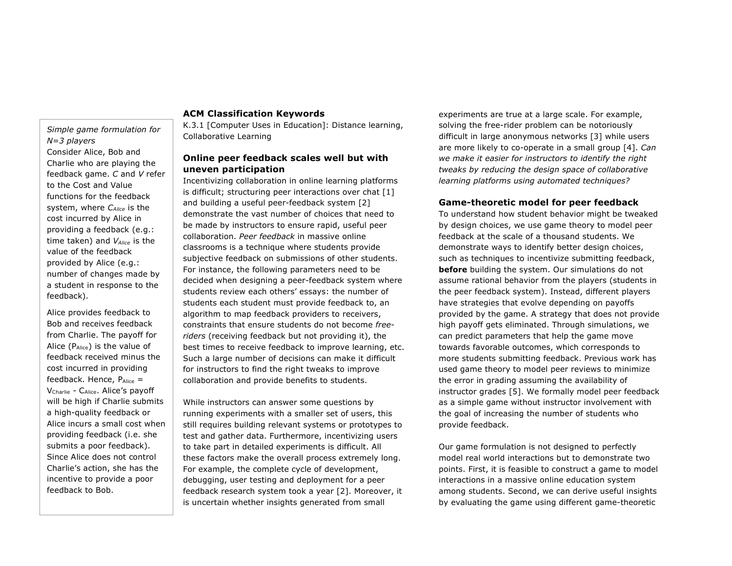*Simple game formulation for N=3 players*

Consider Alice, Bob and Charlie who are playing the feedback game. *C* and *V* refer to the Cost and Value functions for the feedback system, where $C_{Alice}$ is the cost incurred by Alice in providing a feedback (e.g.: time taken) and $V_{Alice}$ is the value of the feedback provided by Alice (e.g.: number of changes made by a student in response to the feedback).

Alice provides feedback to Bob and receives feedback from Charlie. The payoff for Alice ($P_{Alice}$) is the value of feedback received minus the cost incurred in providing feedback. Hence, $P_{Alice} = V_{Charlie} - C_{Alice}$. Alice's payoff will be high if Charlie submits a high-quality feedback or Alice incurs a small cost when providing feedback (i.e. she submits a poor feedback). Since Alice does not control Charlie's action, she has the incentive to provide a poor feedback to Bob.

## ACM Classification Keywords

K.3.1 [Computer Uses in Education]: Distance learning, Collaborative Learning

## Online peer feedback scales well but with uneven participation

Incentivizing collaboration in online learning platforms is difficult; structuring peer interactions over chat [1] and building a useful peer-feedback system [2] demonstrate the vast number of choices that need to be made by instructors to ensure rapid, useful peer collaboration. *Peer feedback* in massive online classrooms is a technique where students provide subjective feedback on submissions of other students. For instance, the following parameters need to be decided when designing a peer-feedback system where students review each others' essays: the number of students each student must provide feedback to, an algorithm to map feedback providers to receivers, constraints that ensure students do not become *free-riders* (receiving feedback but not providing it), the best times to receive feedback to improve learning, etc. Such a large number of decisions can make it difficult for instructors to find the right tweaks to improve collaboration and provide benefits to students.

While instructors can answer some questions by running experiments with a smaller set of users, this still requires building relevant systems or prototypes to test and gather data. Furthermore, incentivizing users to take part in detailed experiments is difficult. All these factors make the overall process extremely long. For example, the complete cycle of development, debugging, user testing and deployment for a peer feedback research system took a year [2]. Moreover, it is uncertain whether insights generated from small experiments are true at a large scale. For example, solving the free-rider problem can be notoriously difficult in large anonymous networks [3] while users are more likely to co-operate in a small group [4]. *Can we make it easier for instructors to identify the right tweaks by reducing the design space of collaborative learning platforms using automated techniques?*

## Game-theoretic model for peer feedback

To understand how student behavior might be tweaked by design choices, we use game theory to model peer feedback at the scale of a thousand students. We demonstrate ways to identify better design choices, such as techniques to incentivize submitting feedback, **before** building the system. Our simulations do not assume rational behavior from the players (students in the peer feedback system). Instead, different players have strategies that evolve depending on payoffs provided by the game. A strategy that does not provide high payoff gets eliminated. Through simulations, we can predict parameters that help the game move towards favorable outcomes, which corresponds to more students submitting feedback. Previous work has used game theory to model peer reviews to minimize the error in grading assuming the availability of instructor grades [5]. We formally model peer feedback as a simple game without instructor involvement with the goal of increasing the number of students who provide feedback.

Our game formulation is not designed to perfectly model real world interactions but to demonstrate two points. First, it is feasible to construct a game to model interactions in a massive online education system among students. Second, we can derive useful insights by evaluating the game using different game-theoretic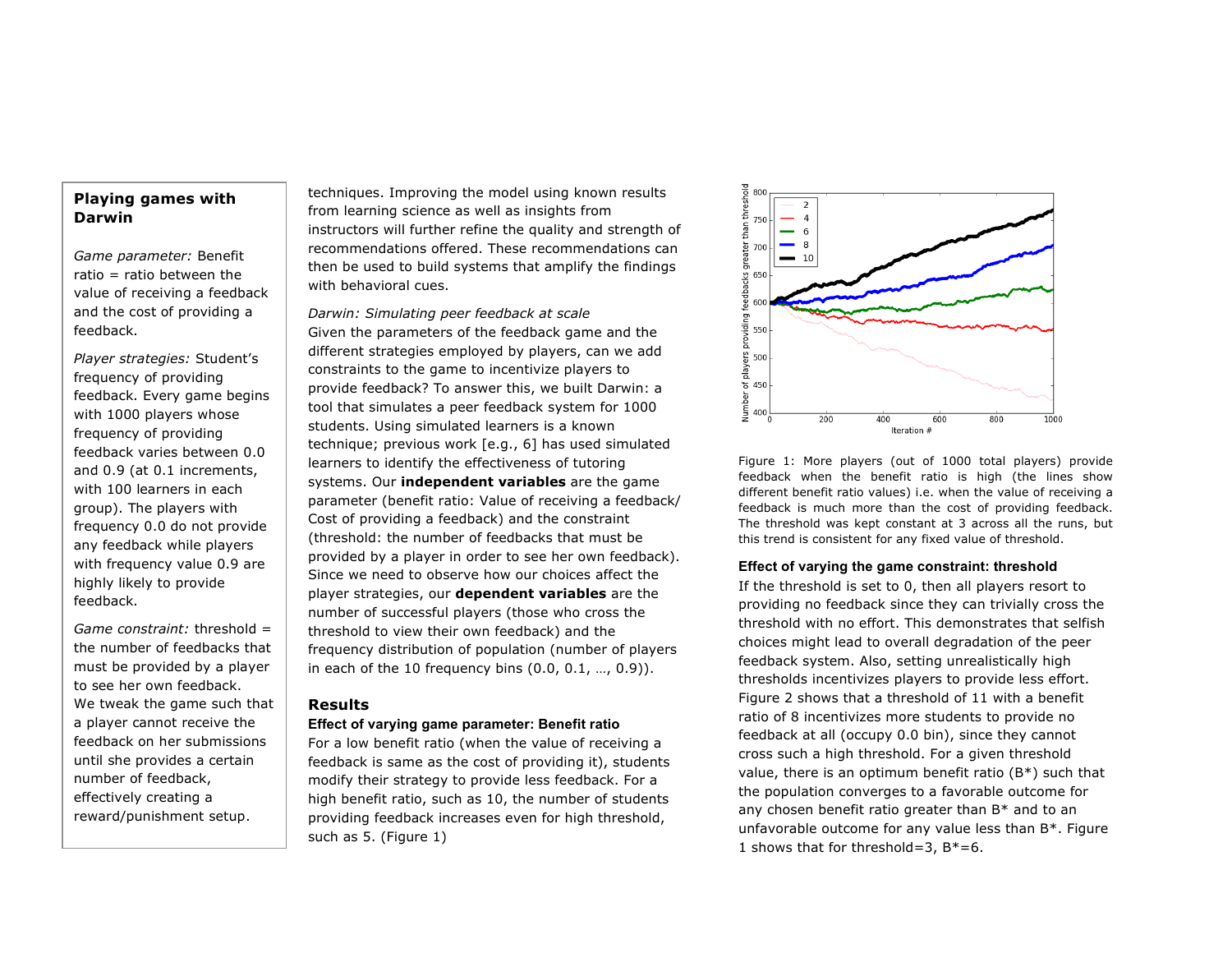**Playing games with Darwin**

*Game parameter:* Benefit ratio = ratio between the value of receiving a feedback and the cost of providing a feedback.

*Player strategies:* Student's frequency of providing feedback. Every game begins with 1000 players whose frequency of providing feedback varies between 0.0 and 0.9 (at 0.1 increments, with 100 learners in each group). The players with frequency 0.0 do not provide any feedback while players with frequency value 0.9 are highly likely to provide feedback.

*Game constraint:* threshold = the number of feedbacks that must be provided by a player to see her own feedback. We tweak the game such that a player cannot receive the feedback on her submissions until she provides a certain number of feedback, effectively creating a reward/punishment setup.

techniques. Improving the model using known results from learning science as well as insights from instructors will further refine the quality and strength of recommendations offered. These recommendations can then be used to build systems that amplify the findings with behavioral cues.

*Darwin: Simulating peer feedback at scale*

Given the parameters of the feedback game and the different strategies employed by players, can we add constraints to the game to incentivize players to provide feedback? To answer this, we built Darwin: a tool that simulates a peer feedback system for 1000 students. Using simulated learners is a known technique; previous work [e.g., 6] has used simulated learners to identify the effectiveness of tutoring systems. Our **independent variables** are the game parameter (benefit ratio: Value of receiving a feedback/ Cost of providing a feedback) and the constraint (threshold: the number of feedbacks that must be provided by a player in order to see her own feedback). Since we need to observe how our choices affect the player strategies, our **dependent variables** are the number of successful players (those who cross the threshold to view their own feedback) and the frequency distribution of population (number of players in each of the 10 frequency bins (0.0, 0.1, …, 0.9)).

## Results

### Effect of varying game parameter: Benefit ratio

For a low benefit ratio (when the value of receiving a feedback is same as the cost of providing it), students modify their strategy to provide less feedback. For a high benefit ratio, such as 10, the number of students providing feedback increases even for high threshold, such as 5. (Figure 1)

Figure 1: More players (out of 1000 total players) provide feedback when the benefit ratio is high (the lines show different benefit ratio values) i.e. when the value of receiving a feedback is much more than the cost of providing feedback. The threshold was kept constant at 3 across all the runs, but this trend is consistent for any fixed value of threshold.

### Effect of varying the game constraint: threshold

If the threshold is set to 0, then all players resort to providing no feedback since they can trivially cross the threshold with no effort. This demonstrates that selfish choices might lead to overall degradation of the peer feedback system. Also, setting unrealistically high thresholds incentivizes players to provide less effort. Figure 2 shows that a threshold of 11 with a benefit ratio of 8 incentivizes more students to provide no feedback at all (occupy 0.0 bin), since they cannot cross such a high threshold. For a given threshold value, there is an optimum benefit ratio (B*) such that the population converges to a favorable outcome for any chosen benefit ratio greater than B* and to an unfavorable outcome for any value less than B*. Figure 1 shows that for threshold=3, B*=6.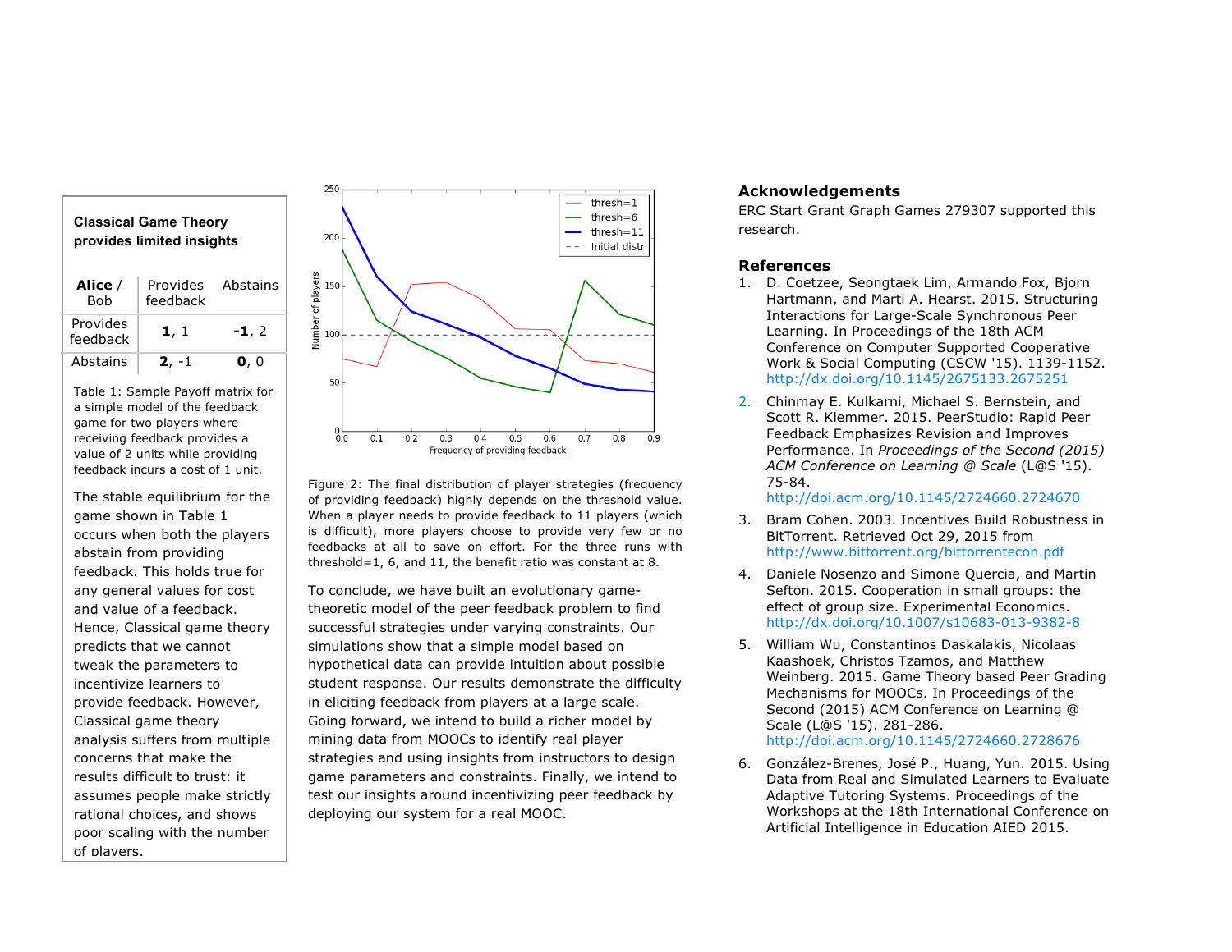**Classical Game Theory provides limited insights**

| **Alice** / Bob | Provides feedback | Abstains |
|---|---|---|
| Provides feedback | **1**, 1 | **-1**, 2 |
| Abstains | **2**, -1 | **0**, 0 |

Table 1: Sample Payoff matrix for a simple model of the feedback game for two players where receiving feedback provides a value of 2 units while providing feedback incurs a cost of 1 unit.

The stable equilibrium for the game shown in Table 1 occurs when both the players abstain from providing feedback. This holds true for any general values for cost and value of a feedback. Hence, Classical game theory predicts that we cannot tweak the parameters to incentivize learners to provide feedback. However, Classical game theory analysis suffers from multiple concerns that make the results difficult to trust: it assumes people make strictly rational choices, and shows poor scaling with the number of players.

250
200
150
100
50
0
Number of players
0.0 0.1 0.2 0.3 0.4 0.5 0.6 0.7 0.8 0.9
Frequency of providing feedback
thresh=1
thresh=6
thresh=11
Initial distr

Figure 2: The final distribution of player strategies (frequency of providing feedback) highly depends on the threshold value. When a player needs to provide feedback to 11 players (which is difficult), more players choose to provide very few or no feedbacks at all to save on effort. For the three runs with threshold=1, 6, and 11, the benefit ratio was constant at 8.

To conclude, we have built an evolutionary game-theoretic model of the peer feedback problem to find successful strategies under varying constraints. Our simulations show that a simple model based on hypothetical data can provide intuition about possible student response. Our results demonstrate the difficulty in eliciting feedback from players at a large scale. Going forward, we intend to build a richer model by mining data from MOOCs to identify real player strategies and using insights from instructors to design game parameters and constraints. Finally, we intend to test our insights around incentivizing peer feedback by deploying our system for a real MOOC.

## Acknowledgements

ERC Start Grant Graph Games 279307 supported this research.

## References

1. D. Coetzee, Seongtaek Lim, Armando Fox, Bjorn Hartmann, and Marti A. Hearst. 2015. Structuring Interactions for Large-Scale Synchronous Peer Learning. In Proceedings of the 18th ACM Conference on Computer Supported Cooperative Work & Social Computing (CSCW '15). 1139-1152. http://dx.doi.org/10.1145/2675133.2675251
2. Chinmay E. Kulkarni, Michael S. Bernstein, and Scott R. Klemmer. 2015. PeerStudio: Rapid Peer Feedback Emphasizes Revision and Improves Performance. In *Proceedings of the Second (2015) ACM Conference on Learning @ Scale* (L@S '15). 75-84. http://doi.acm.org/10.1145/2724660.2724670
3. Bram Cohen. 2003. Incentives Build Robustness in BitTorrent. Retrieved Oct 29, 2015 from http://www.bittorrent.org/bittorrentecon.pdf
4. Daniele Nosenzo and Simone Quercia, and Martin Sefton. 2015. Cooperation in small groups: the effect of group size. Experimental Economics. http://dx.doi.org/10.1007/s10683-013-9382-8
5. William Wu, Constantinos Daskalakis, Nicolaas Kaashoek, Christos Tzamos, and Matthew Weinberg. 2015. Game Theory based Peer Grading Mechanisms for MOOCs. In Proceedings of the Second (2015) ACM Conference on Learning @ Scale (L@S '15). 281-286. http://doi.acm.org/10.1145/2724660.2728676
6. González-Brenes, José P., Huang, Yun. 2015. Using Data from Real and Simulated Learners to Evaluate Adaptive Tutoring Systems. Proceedings of the Workshops at the 18th International Conference on Artificial Intelligence in Education AIED 2015.